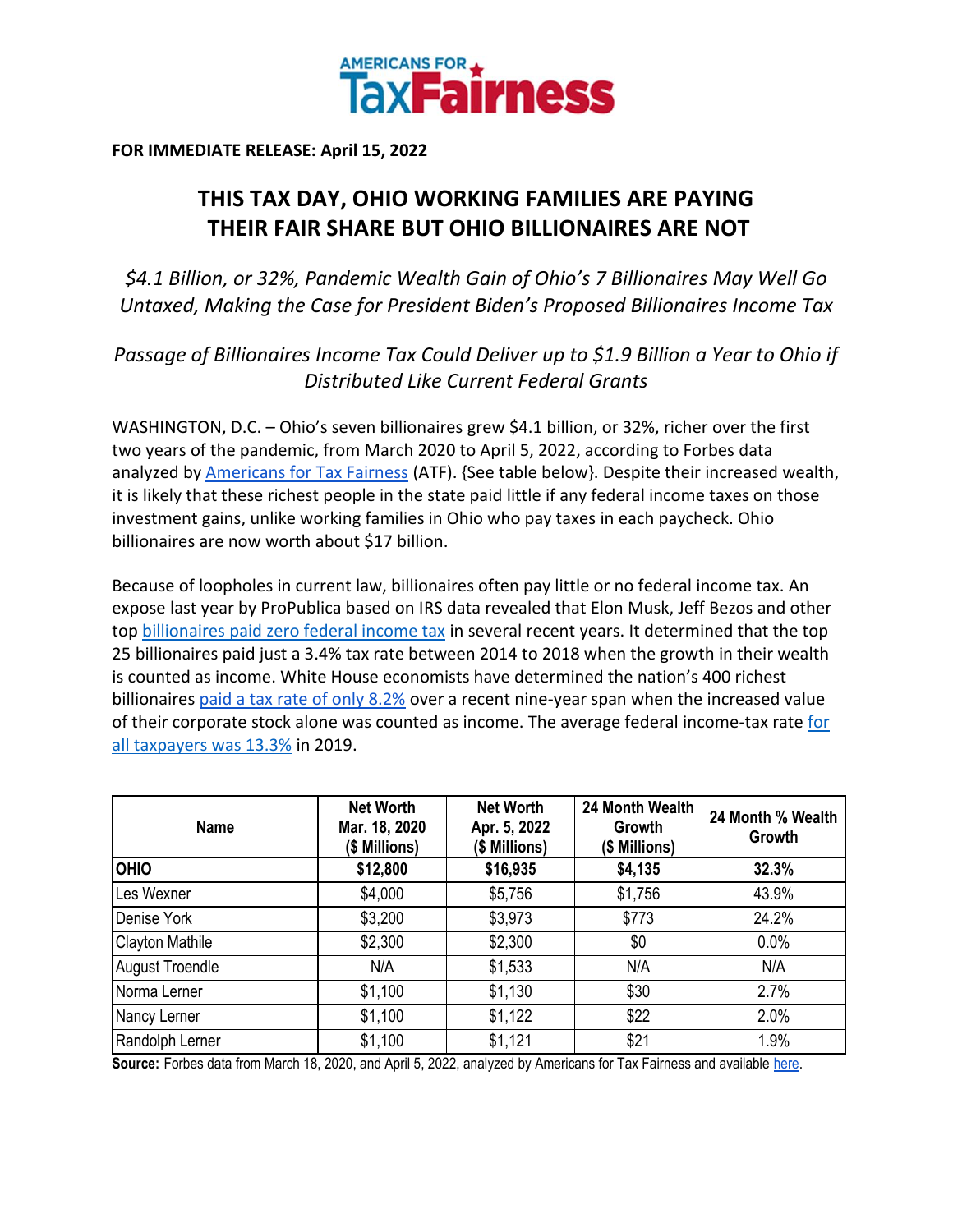AMERICANS FOR TaxFairness

**FOR IMMEDIATE RELEASE: April 15, 2022**

# THIS TAX DAY, OHIO WORKING FAMILIES ARE PAYING THEIR FAIR SHARE BUT OHIO BILLIONAIRES ARE NOT

*$4.1 Billion, or 32%, Pandemic Wealth Gain of Ohio's 7 Billionaires May Well Go Untaxed, Making the Case for President Biden's Proposed Billionaires Income Tax*

*Passage of Billionaires Income Tax Could Deliver up to $1.9 Billion a Year to Ohio if Distributed Like Current Federal Grants*

WASHINGTON, D.C. – Ohio's seven billionaires grew $4.1 billion, or 32%, richer over the first two years of the pandemic, from March 2020 to April 5, 2022, according to Forbes data analyzed by Americans for Tax Fairness (ATF). {See table below}. Despite their increased wealth, it is likely that these richest people in the state paid little if any federal income taxes on those investment gains, unlike working families in Ohio who pay taxes in each paycheck. Ohio billionaires are now worth about $17 billion.

Because of loopholes in current law, billionaires often pay little or no federal income tax. An expose last year by ProPublica based on IRS data revealed that Elon Musk, Jeff Bezos and other top billionaires paid zero federal income tax in several recent years. It determined that the top 25 billionaires paid just a 3.4% tax rate between 2014 to 2018 when the growth in their wealth is counted as income. White House economists have determined the nation's 400 richest billionaires paid a tax rate of only 8.2% over a recent nine-year span when the increased value of their corporate stock alone was counted as income. The average federal income-tax rate for all taxpayers was 13.3% in 2019.

| Name | Net Worth Mar. 18, 2020 ($ Millions) | Net Worth Apr. 5, 2022 ($ Millions) | 24 Month Wealth Growth ($ Millions) | 24 Month % Wealth Growth |
|---|---|---|---|---|
| **OHIO** | **$12,800** | **$16,935** | **$4,135** | **32.3%** |
| Les Wexner | $4,000 | $5,756 | $1,756 | 43.9% |
| Denise York | $3,200 | $3,973 | $773 | 24.2% |
| Clayton Mathile | $2,300 | $2,300 | $0 | 0.0% |
| August Troendle | N/A | $1,533 | N/A | N/A |
| Norma Lerner | $1,100 | $1,130 | $30 | 2.7% |
| Nancy Lerner | $1,100 | $1,122 | $22 | 2.0% |
| Randolph Lerner | $1,100 | $1,121 | $21 | 1.9% |

**Source:** Forbes data from March 18, 2020, and April 5, 2022, analyzed by Americans for Tax Fairness and available here.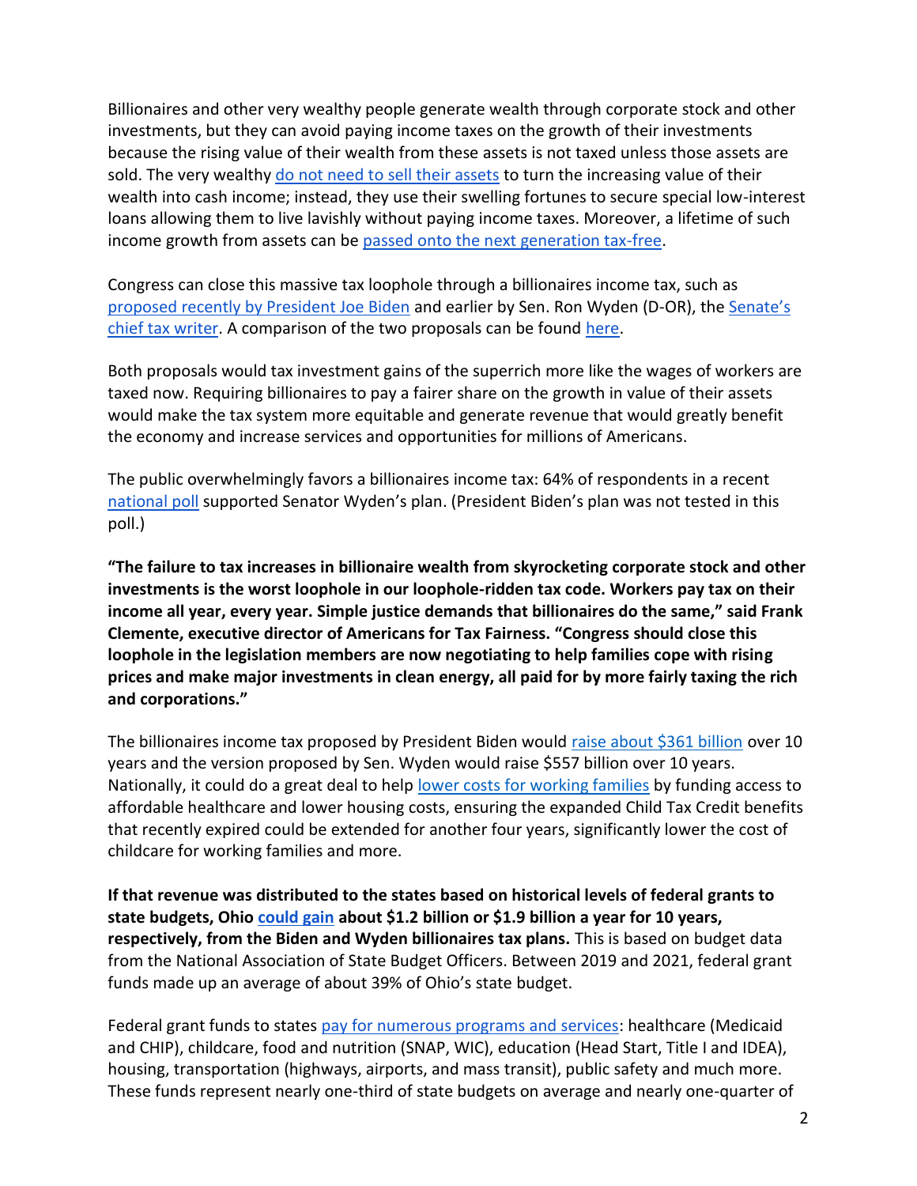Billionaires and other very wealthy people generate wealth through corporate stock and other investments, but they can avoid paying income taxes on the growth of their investments because the rising value of their wealth from these assets is not taxed unless those assets are sold. The very wealthy do not need to sell their assets to turn the increasing value of their wealth into cash income; instead, they use their swelling fortunes to secure special low-interest loans allowing them to live lavishly without paying income taxes. Moreover, a lifetime of such income growth from assets can be passed onto the next generation tax-free.

Congress can close this massive tax loophole through a billionaires income tax, such as proposed recently by President Joe Biden and earlier by Sen. Ron Wyden (D-OR), the Senate's chief tax writer. A comparison of the two proposals can be found here.

Both proposals would tax investment gains of the superrich more like the wages of workers are taxed now. Requiring billionaires to pay a fairer share on the growth in value of their assets would make the tax system more equitable and generate revenue that would greatly benefit the economy and increase services and opportunities for millions of Americans.

The public overwhelmingly favors a billionaires income tax: 64% of respondents in a recent national poll supported Senator Wyden's plan. (President Biden's plan was not tested in this poll.)

**"The failure to tax increases in billionaire wealth from skyrocketing corporate stock and other investments is the worst loophole in our loophole-ridden tax code. Workers pay tax on their income all year, every year. Simple justice demands that billionaires do the same," said Frank Clemente, executive director of Americans for Tax Fairness. "Congress should close this loophole in the legislation members are now negotiating to help families cope with rising prices and make major investments in clean energy, all paid for by more fairly taxing the rich and corporations."**

The billionaires income tax proposed by President Biden would raise about $361 billion over 10 years and the version proposed by Sen. Wyden would raise $557 billion over 10 years. Nationally, it could do a great deal to help lower costs for working families by funding access to affordable healthcare and lower housing costs, ensuring the expanded Child Tax Credit benefits that recently expired could be extended for another four years, significantly lower the cost of childcare for working families and more.

**If that revenue was distributed to the states based on historical levels of federal grants to state budgets, Ohio could gain about $1.2 billion or $1.9 billion a year for 10 years, respectively, from the Biden and Wyden billionaires tax plans.** This is based on budget data from the National Association of State Budget Officers. Between 2019 and 2021, federal grant funds made up an average of about 39% of Ohio's state budget.

Federal grant funds to states pay for numerous programs and services: healthcare (Medicaid and CHIP), childcare, food and nutrition (SNAP, WIC), education (Head Start, Title I and IDEA), housing, transportation (highways, airports, and mass transit), public safety and much more. These funds represent nearly one-third of state budgets on average and nearly one-quarter of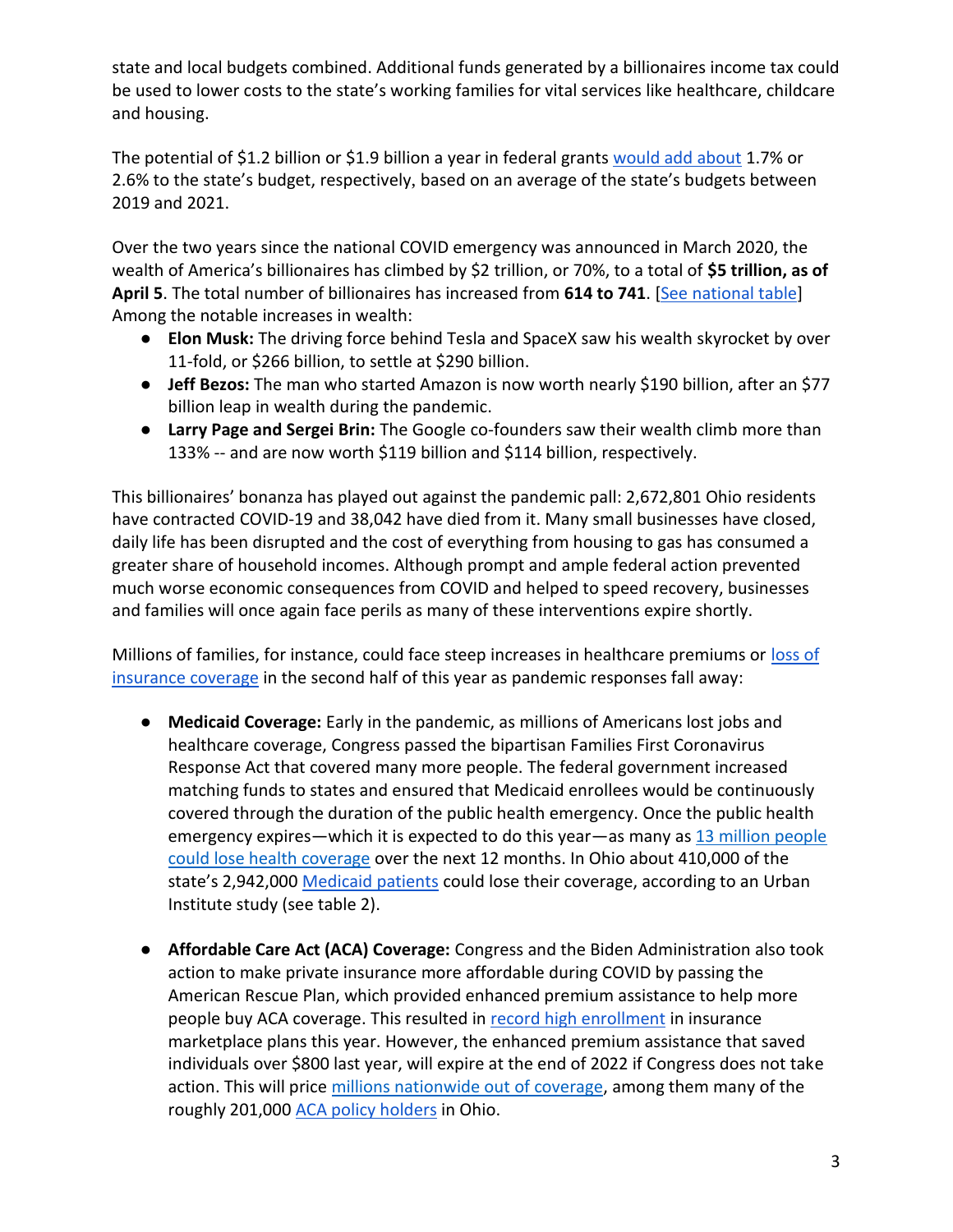state and local budgets combined. Additional funds generated by a billionaires income tax could be used to lower costs to the state's working families for vital services like healthcare, childcare and housing.

The potential of $1.2 billion or $1.9 billion a year in federal grants would add about 1.7% or 2.6% to the state's budget, respectively, based on an average of the state's budgets between 2019 and 2021.

Over the two years since the national COVID emergency was announced in March 2020, the wealth of America's billionaires has climbed by $2 trillion, or 70%, to a total of **$5 trillion, as of April 5**. The total number of billionaires has increased from **614 to 741**. [See national table] Among the notable increases in wealth:

- **Elon Musk:** The driving force behind Tesla and SpaceX saw his wealth skyrocket by over 11-fold, or $266 billion, to settle at $290 billion.
- **Jeff Bezos:** The man who started Amazon is now worth nearly $190 billion, after an $77 billion leap in wealth during the pandemic.
- **Larry Page and Sergei Brin:** The Google co-founders saw their wealth climb more than 133% -- and are now worth $119 billion and $114 billion, respectively.

This billionaires' bonanza has played out against the pandemic pall: 2,672,801 Ohio residents have contracted COVID-19 and 38,042 have died from it. Many small businesses have closed, daily life has been disrupted and the cost of everything from housing to gas has consumed a greater share of household incomes. Although prompt and ample federal action prevented much worse economic consequences from COVID and helped to speed recovery, businesses and families will once again face perils as many of these interventions expire shortly.

Millions of families, for instance, could face steep increases in healthcare premiums or loss of insurance coverage in the second half of this year as pandemic responses fall away:

- **Medicaid Coverage:** Early in the pandemic, as millions of Americans lost jobs and healthcare coverage, Congress passed the bipartisan Families First Coronavirus Response Act that covered many more people. The federal government increased matching funds to states and ensured that Medicaid enrollees would be continuously covered through the duration of the public health emergency. Once the public health emergency expires—which it is expected to do this year—as many as 13 million people could lose health coverage over the next 12 months. In Ohio about 410,000 of the state's 2,942,000 Medicaid patients could lose their coverage, according to an Urban Institute study (see table 2).

- **Affordable Care Act (ACA) Coverage:** Congress and the Biden Administration also took action to make private insurance more affordable during COVID by passing the American Rescue Plan, which provided enhanced premium assistance to help more people buy ACA coverage. This resulted in record high enrollment in insurance marketplace plans this year. However, the enhanced premium assistance that saved individuals over $800 last year, will expire at the end of 2022 if Congress does not take action. This will price millions nationwide out of coverage, among them many of the roughly 201,000 ACA policy holders in Ohio.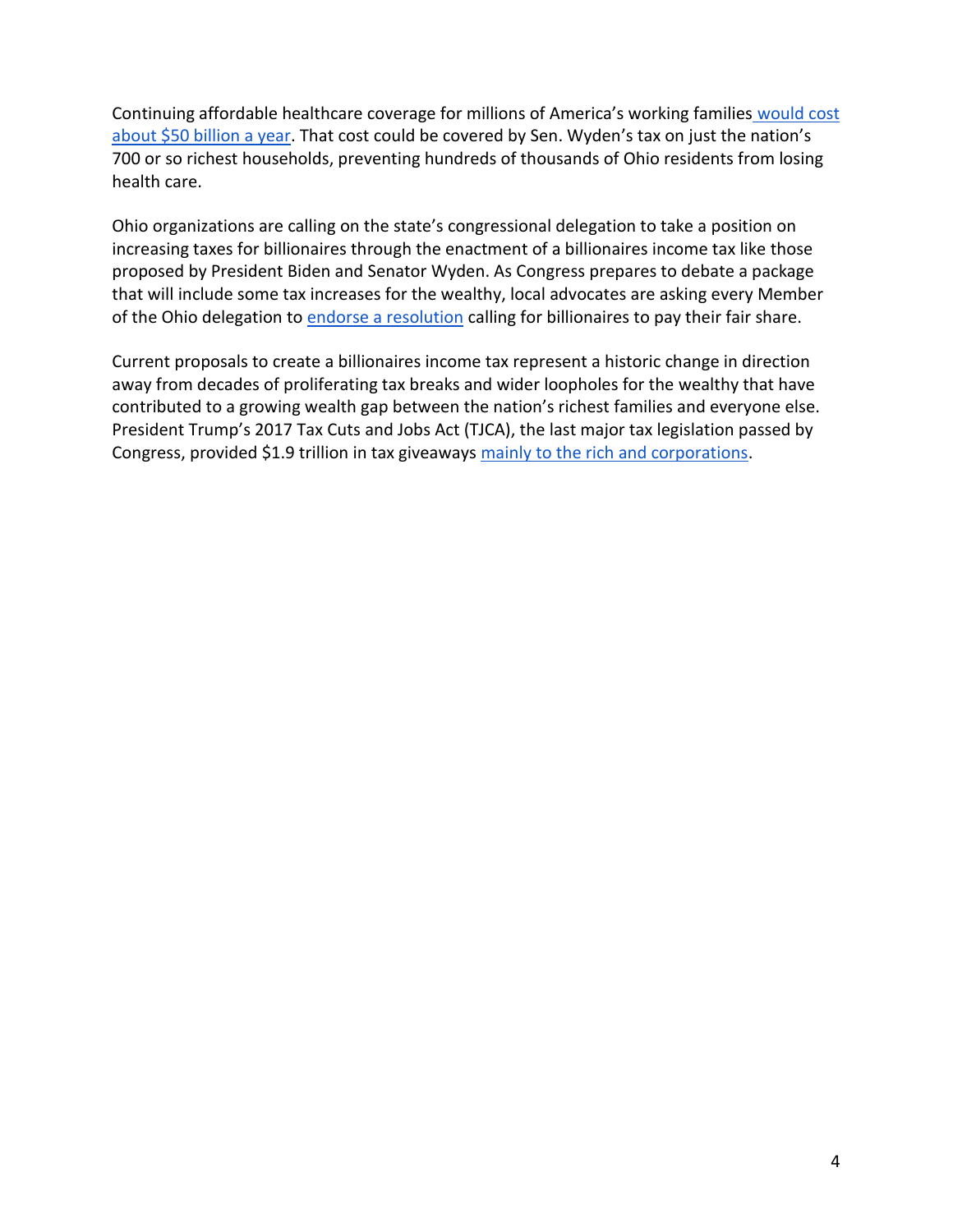Continuing affordable healthcare coverage for millions of America's working families would cost about $50 billion a year. That cost could be covered by Sen. Wyden's tax on just the nation's 700 or so richest households, preventing hundreds of thousands of Ohio residents from losing health care.

Ohio organizations are calling on the state's congressional delegation to take a position on increasing taxes for billionaires through the enactment of a billionaires income tax like those proposed by President Biden and Senator Wyden. As Congress prepares to debate a package that will include some tax increases for the wealthy, local advocates are asking every Member of the Ohio delegation to endorse a resolution calling for billionaires to pay their fair share.

Current proposals to create a billionaires income tax represent a historic change in direction away from decades of proliferating tax breaks and wider loopholes for the wealthy that have contributed to a growing wealth gap between the nation's richest families and everyone else. President Trump's 2017 Tax Cuts and Jobs Act (TJCA), the last major tax legislation passed by Congress, provided $1.9 trillion in tax giveaways mainly to the rich and corporations.